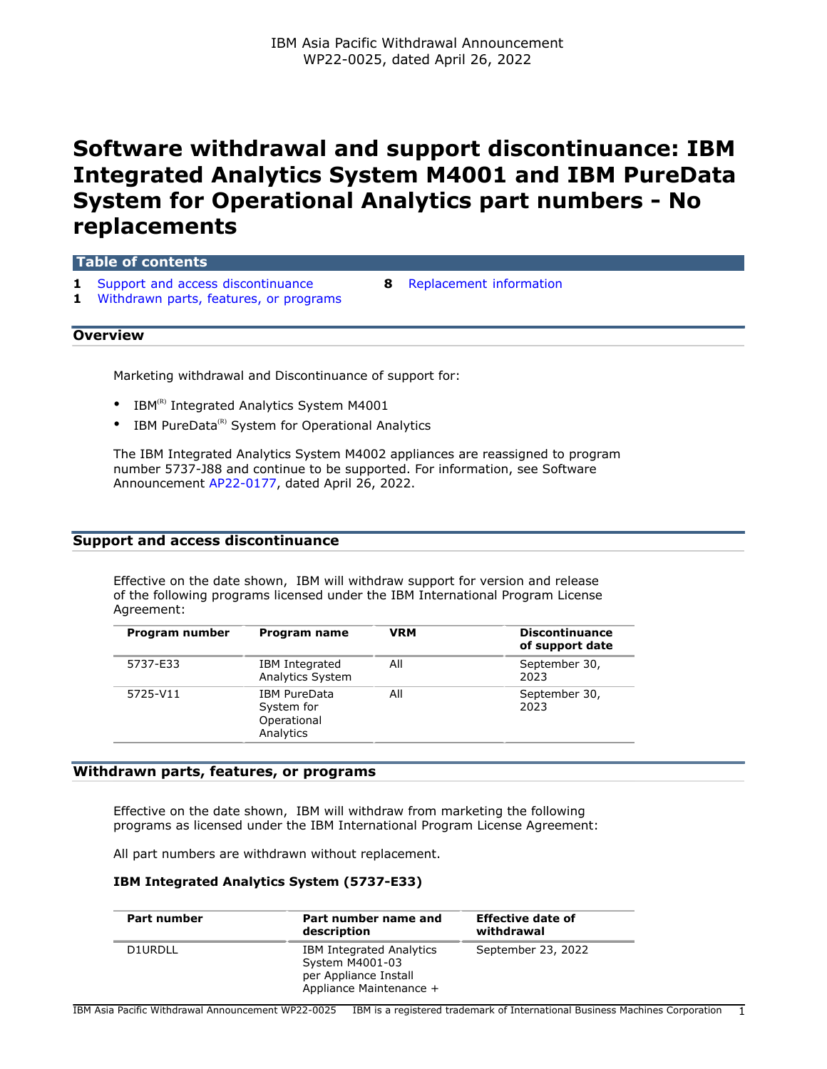IBM Asia Pacific Withdrawal Announcement
WP22-0025, dated April 26, 2022

# Software withdrawal and support discontinuance: IBM Integrated Analytics System M4001 and IBM PureData System for Operational Analytics part numbers - No replacements

**Table of contents**

- 1 Support and access discontinuance
- 1 Withdrawn parts, features, or programs
- 8 Replacement information

## Overview

Marketing withdrawal and Discontinuance of support for:

- IBM[(R)] Integrated Analytics System M4001
- IBM PureData[(R)] System for Operational Analytics

The IBM Integrated Analytics System M4002 appliances are reassigned to program number 5737-J88 and continue to be supported. For information, see Software Announcement AP22-0177, dated April 26, 2022.

## Support and access discontinuance

Effective on the date shown, IBM will withdraw support for version and release of the following programs licensed under the IBM International Program License Agreement:

| Program number | Program name | VRM | Discontinuance of support date |
|---|---|---|---|
| 5737-E33 | IBM Integrated Analytics System | All | September 30, 2023 |
| 5725-V11 | IBM PureData System for Operational Analytics | All | September 30, 2023 |

## Withdrawn parts, features, or programs

Effective on the date shown, IBM will withdraw from marketing the following programs as licensed under the IBM International Program License Agreement:

All part numbers are withdrawn without replacement.

**IBM Integrated Analytics System (5737-E33)**

| Part number | Part number name and description | Effective date of withdrawal |
|---|---|---|
| D1URDLL | IBM Integrated Analytics System M4001-03 per Appliance Install Appliance Maintenance + | September 23, 2022 |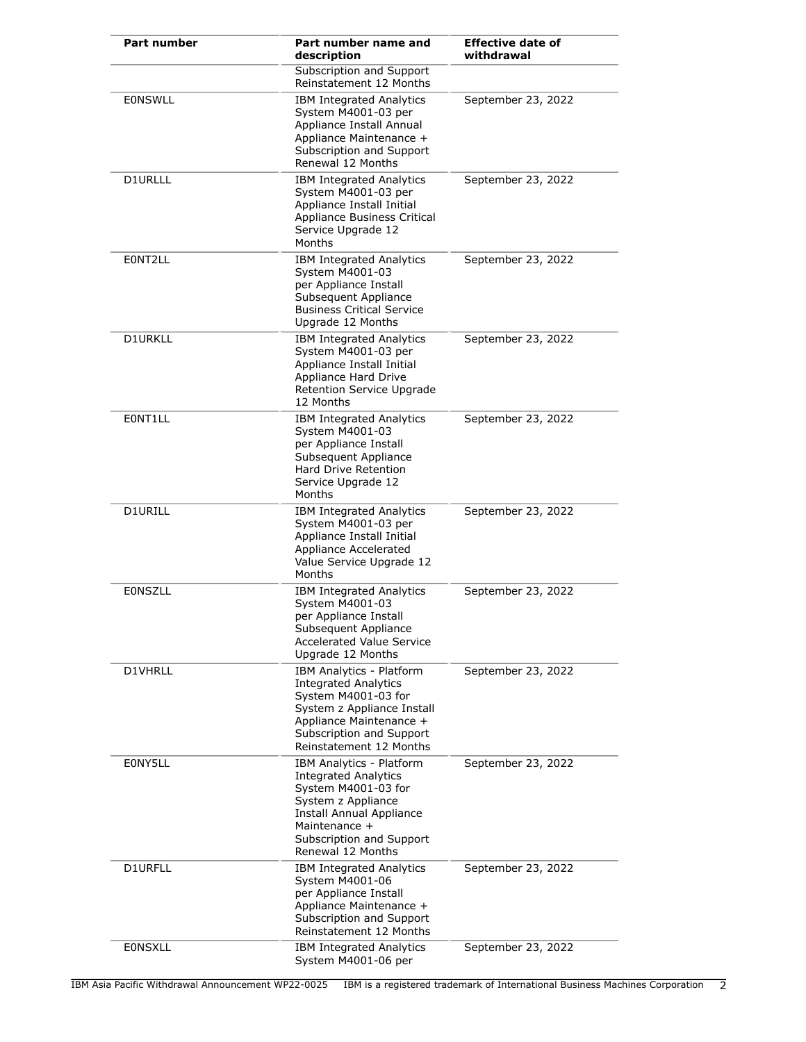| Part number | Part number name and description | Effective date of withdrawal |
|---|---|---|
| | Subscription and Support Reinstatement 12 Months | |
| E0NSWLL | IBM Integrated Analytics System M4001-03 per Appliance Install Annual Appliance Maintenance + Subscription and Support Renewal 12 Months | September 23, 2022 |
| D1URLLL | IBM Integrated Analytics System M4001-03 per Appliance Install Initial Appliance Business Critical Service Upgrade 12 Months | September 23, 2022 |
| E0NT2LL | IBM Integrated Analytics System M4001-03 per Appliance Install Subsequent Appliance Business Critical Service Upgrade 12 Months | September 23, 2022 |
| D1URKLL | IBM Integrated Analytics System M4001-03 per Appliance Install Initial Appliance Hard Drive Retention Service Upgrade 12 Months | September 23, 2022 |
| E0NT1LL | IBM Integrated Analytics System M4001-03 per Appliance Install Subsequent Appliance Hard Drive Retention Service Upgrade 12 Months | September 23, 2022 |
| D1URILL | IBM Integrated Analytics System M4001-03 per Appliance Install Initial Appliance Accelerated Value Service Upgrade 12 Months | September 23, 2022 |
| E0NSZLL | IBM Integrated Analytics System M4001-03 per Appliance Install Subsequent Appliance Accelerated Value Service Upgrade 12 Months | September 23, 2022 |
| D1VHRLL | IBM Analytics - Platform Integrated Analytics System M4001-03 for System z Appliance Install Appliance Maintenance + Subscription and Support Reinstatement 12 Months | September 23, 2022 |
| E0NY5LL | IBM Analytics - Platform Integrated Analytics System M4001-03 for System z Appliance Install Annual Appliance Maintenance + Subscription and Support Renewal 12 Months | September 23, 2022 |
| D1URFLL | IBM Integrated Analytics System M4001-06 per Appliance Install Appliance Maintenance + Subscription and Support Reinstatement 12 Months | September 23, 2022 |
| E0NSXLL | IBM Integrated Analytics System M4001-06 per | September 23, 2022 |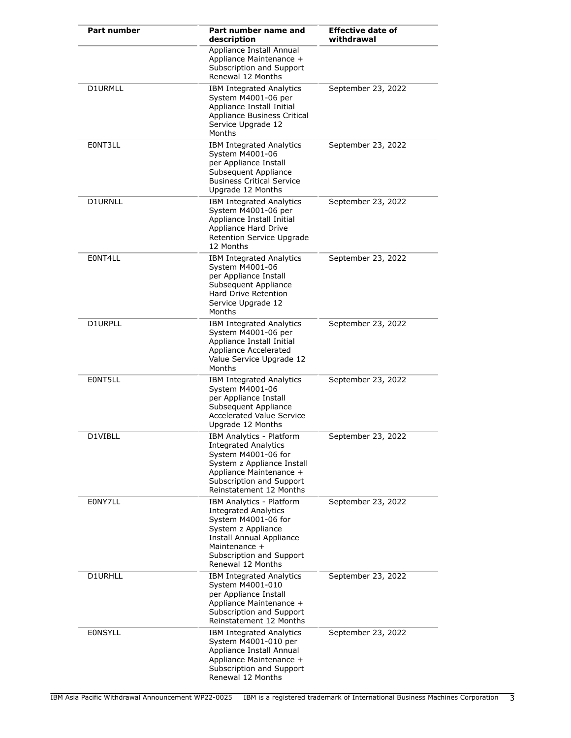| Part number | Part number name and description | Effective date of withdrawal |
|---|---|---|
| | Appliance Install Annual Appliance Maintenance + Subscription and Support Renewal 12 Months | |
| D1URMLL | IBM Integrated Analytics System M4001-06 per Appliance Install Initial Appliance Business Critical Service Upgrade 12 Months | September 23, 2022 |
| E0NT3LL | IBM Integrated Analytics System M4001-06 per Appliance Install Subsequent Appliance Business Critical Service Upgrade 12 Months | September 23, 2022 |
| D1URNLL | IBM Integrated Analytics System M4001-06 per Appliance Install Initial Appliance Hard Drive Retention Service Upgrade 12 Months | September 23, 2022 |
| E0NT4LL | IBM Integrated Analytics System M4001-06 per Appliance Install Subsequent Appliance Hard Drive Retention Service Upgrade 12 Months | September 23, 2022 |
| D1URPLL | IBM Integrated Analytics System M4001-06 per Appliance Install Initial Appliance Accelerated Value Service Upgrade 12 Months | September 23, 2022 |
| E0NT5LL | IBM Integrated Analytics System M4001-06 per Appliance Install Subsequent Appliance Accelerated Value Service Upgrade 12 Months | September 23, 2022 |
| D1VIBLL | IBM Analytics - Platform Integrated Analytics System M4001-06 for System z Appliance Install Appliance Maintenance + Subscription and Support Reinstatement 12 Months | September 23, 2022 |
| E0NY7LL | IBM Analytics - Platform Integrated Analytics System M4001-06 for System z Appliance Install Annual Appliance Maintenance + Subscription and Support Renewal 12 Months | September 23, 2022 |
| D1URHLL | IBM Integrated Analytics System M4001-010 per Appliance Install Appliance Maintenance + Subscription and Support Reinstatement 12 Months | September 23, 2022 |
| E0NSYLL | IBM Integrated Analytics System M4001-010 per Appliance Install Annual Appliance Maintenance + Subscription and Support Renewal 12 Months | September 23, 2022 |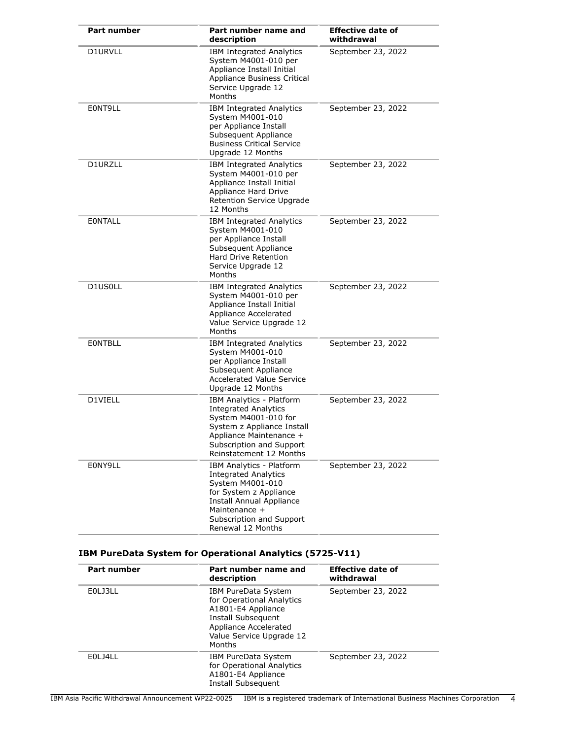| Part number | Part number name and description | Effective date of withdrawal |
|---|---|---|
| D1URVLL | IBM Integrated Analytics System M4001-010 per Appliance Install Initial Appliance Business Critical Service Upgrade 12 Months | September 23, 2022 |
| E0NT9LL | IBM Integrated Analytics System M4001-010 per Appliance Install Subsequent Appliance Business Critical Service Upgrade 12 Months | September 23, 2022 |
| D1URZLL | IBM Integrated Analytics System M4001-010 per Appliance Install Initial Appliance Hard Drive Retention Service Upgrade 12 Months | September 23, 2022 |
| E0NTALL | IBM Integrated Analytics System M4001-010 per Appliance Install Subsequent Appliance Hard Drive Retention Service Upgrade 12 Months | September 23, 2022 |
| D1US0LL | IBM Integrated Analytics System M4001-010 per Appliance Install Initial Appliance Accelerated Value Service Upgrade 12 Months | September 23, 2022 |
| E0NTBLL | IBM Integrated Analytics System M4001-010 per Appliance Install Subsequent Appliance Accelerated Value Service Upgrade 12 Months | September 23, 2022 |
| D1VIELL | IBM Analytics - Platform Integrated Analytics System M4001-010 for System z Appliance Install Appliance Maintenance + Subscription and Support Reinstatement 12 Months | September 23, 2022 |
| E0NY9LL | IBM Analytics - Platform Integrated Analytics System M4001-010 for System z Appliance Install Annual Appliance Maintenance + Subscription and Support Renewal 12 Months | September 23, 2022 |

### IBM PureData System for Operational Analytics (5725-V11)

| Part number | Part number name and description | Effective date of withdrawal |
|---|---|---|
| E0LJ3LL | IBM PureData System for Operational Analytics A1801-E4 Appliance Install Subsequent Appliance Accelerated Value Service Upgrade 12 Months | September 23, 2022 |
| E0LJ4LL | IBM PureData System for Operational Analytics A1801-E4 Appliance Install Subsequent | September 23, 2022 |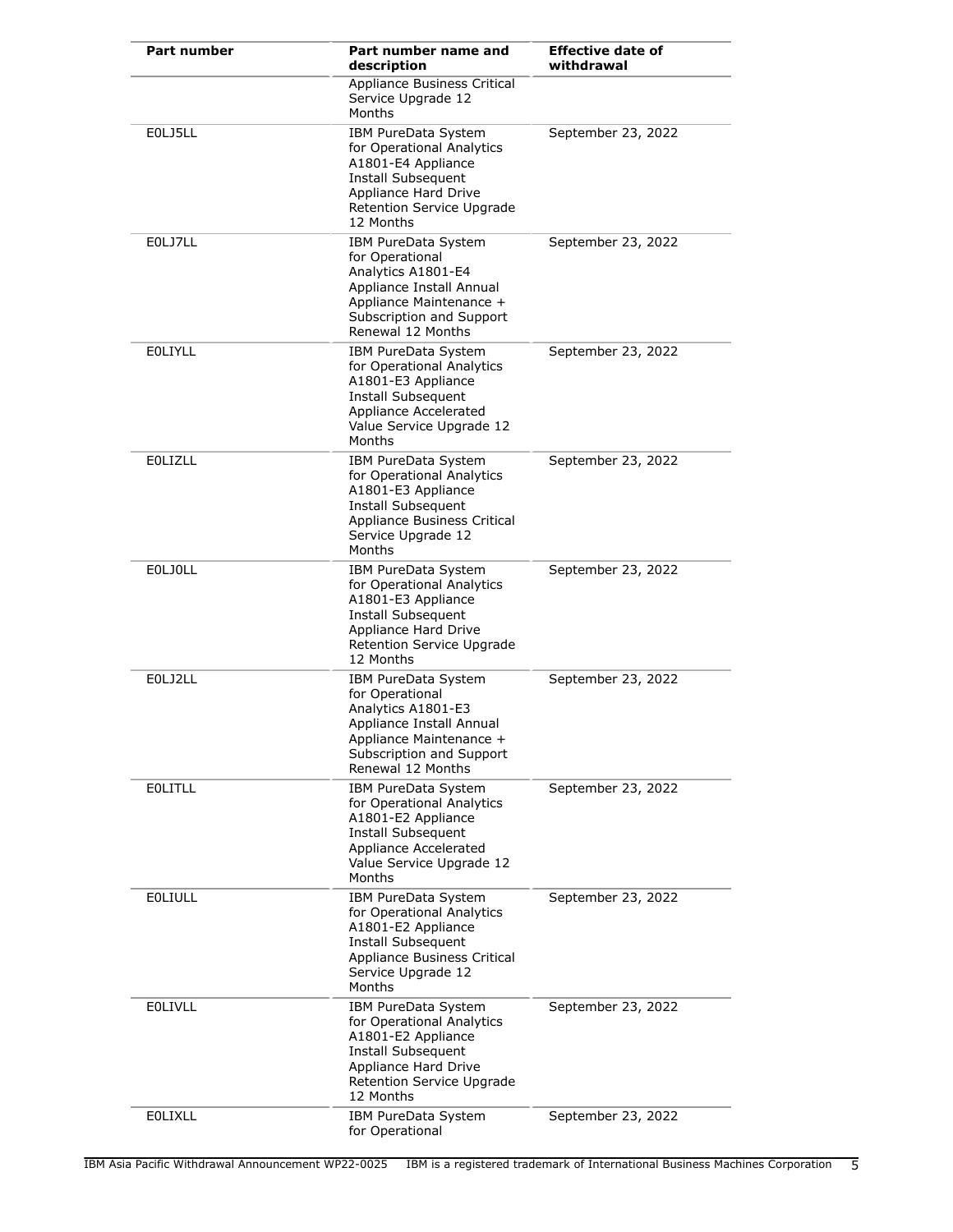| Part number | Part number name and description | Effective date of withdrawal |
|---|---|---|
| | Appliance Business Critical Service Upgrade 12 Months | |
| E0LJ5LL | IBM PureData System for Operational Analytics A1801-E4 Appliance Install Subsequent Appliance Hard Drive Retention Service Upgrade 12 Months | September 23, 2022 |
| E0LJ7LL | IBM PureData System for Operational Analytics A1801-E4 Appliance Install Annual Appliance Maintenance + Subscription and Support Renewal 12 Months | September 23, 2022 |
| E0LIYLL | IBM PureData System for Operational Analytics A1801-E3 Appliance Install Subsequent Appliance Accelerated Value Service Upgrade 12 Months | September 23, 2022 |
| E0LIZLL | IBM PureData System for Operational Analytics A1801-E3 Appliance Install Subsequent Appliance Business Critical Service Upgrade 12 Months | September 23, 2022 |
| E0LJ0LL | IBM PureData System for Operational Analytics A1801-E3 Appliance Install Subsequent Appliance Hard Drive Retention Service Upgrade 12 Months | September 23, 2022 |
| E0LJ2LL | IBM PureData System for Operational Analytics A1801-E3 Appliance Install Annual Appliance Maintenance + Subscription and Support Renewal 12 Months | September 23, 2022 |
| E0LITLL | IBM PureData System for Operational Analytics A1801-E2 Appliance Install Subsequent Appliance Accelerated Value Service Upgrade 12 Months | September 23, 2022 |
| E0LIULL | IBM PureData System for Operational Analytics A1801-E2 Appliance Install Subsequent Appliance Business Critical Service Upgrade 12 Months | September 23, 2022 |
| E0LIVLL | IBM PureData System for Operational Analytics A1801-E2 Appliance Install Subsequent Appliance Hard Drive Retention Service Upgrade 12 Months | September 23, 2022 |
| E0LIXLL | IBM PureData System for Operational | September 23, 2022 |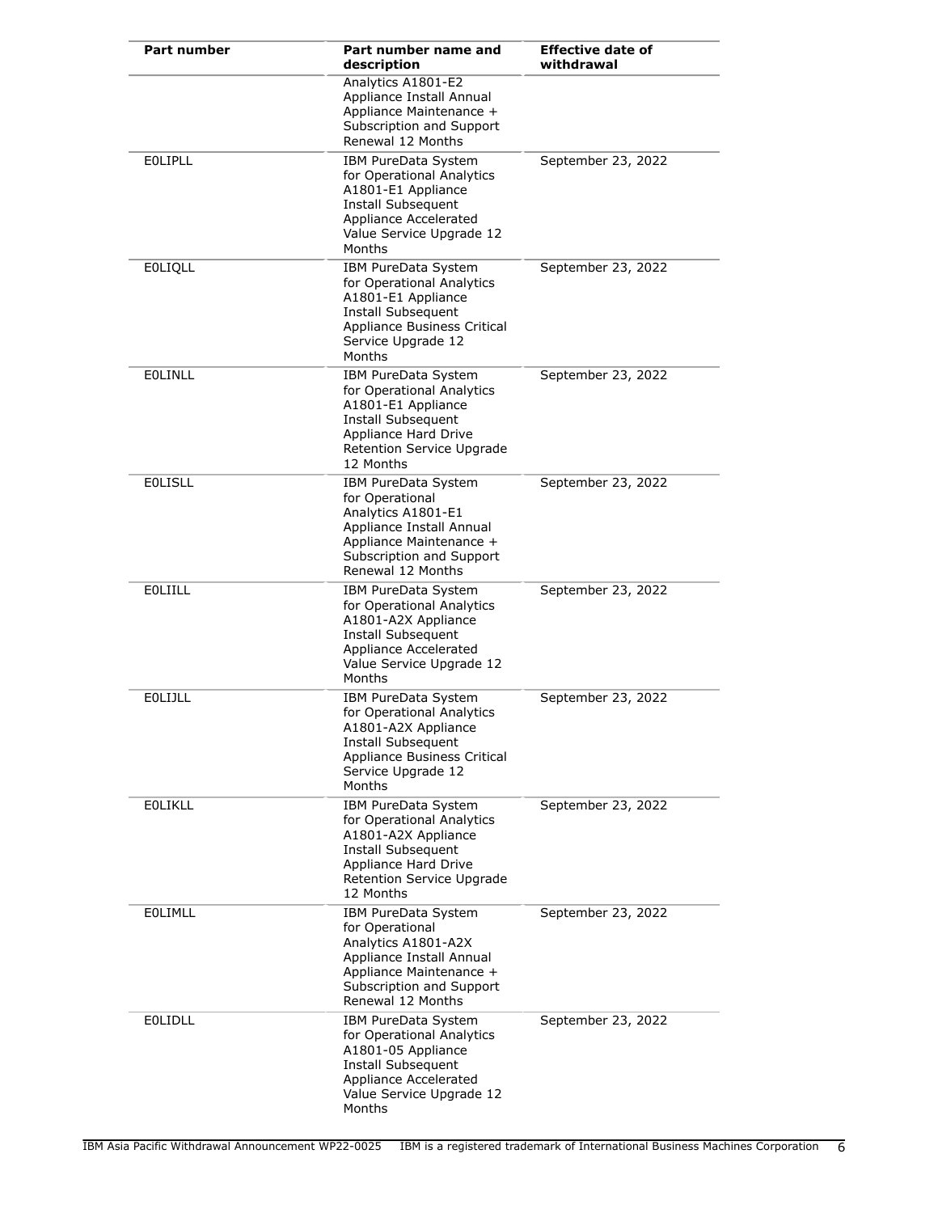| Part number | Part number name and description | Effective date of withdrawal |
|---|---|---|
| | Analytics A1801-E2 Appliance Install Annual Appliance Maintenance + Subscription and Support Renewal 12 Months | |
| E0LIPLL | IBM PureData System for Operational Analytics A1801-E1 Appliance Install Subsequent Appliance Accelerated Value Service Upgrade 12 Months | September 23, 2022 |
| E0LIQLL | IBM PureData System for Operational Analytics A1801-E1 Appliance Install Subsequent Appliance Business Critical Service Upgrade 12 Months | September 23, 2022 |
| E0LINLL | IBM PureData System for Operational Analytics A1801-E1 Appliance Install Subsequent Appliance Hard Drive Retention Service Upgrade 12 Months | September 23, 2022 |
| E0LISLL | IBM PureData System for Operational Analytics A1801-E1 Appliance Install Annual Appliance Maintenance + Subscription and Support Renewal 12 Months | September 23, 2022 |
| E0LIILL | IBM PureData System for Operational Analytics A1801-A2X Appliance Install Subsequent Appliance Accelerated Value Service Upgrade 12 Months | September 23, 2022 |
| E0LIJLL | IBM PureData System for Operational Analytics A1801-A2X Appliance Install Subsequent Appliance Business Critical Service Upgrade 12 Months | September 23, 2022 |
| E0LIKLL | IBM PureData System for Operational Analytics A1801-A2X Appliance Install Subsequent Appliance Hard Drive Retention Service Upgrade 12 Months | September 23, 2022 |
| E0LIMLL | IBM PureData System for Operational Analytics A1801-A2X Appliance Install Annual Appliance Maintenance + Subscription and Support Renewal 12 Months | September 23, 2022 |
| E0LIDLL | IBM PureData System for Operational Analytics A1801-05 Appliance Install Subsequent Appliance Accelerated Value Service Upgrade 12 Months | September 23, 2022 |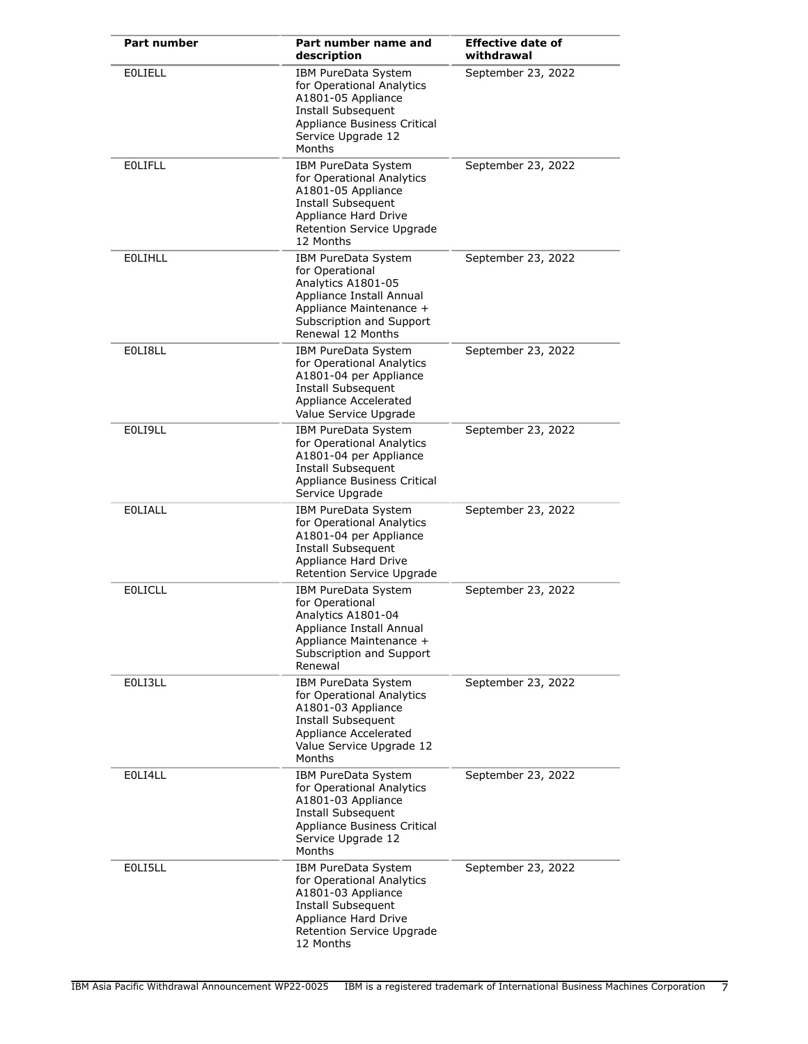| Part number | Part number name and description | Effective date of withdrawal |
| --- | --- | --- |
| E0LIELL | IBM PureData System for Operational Analytics A1801-05 Appliance Install Subsequent Appliance Business Critical Service Upgrade 12 Months | September 23, 2022 |
| E0LIFLL | IBM PureData System for Operational Analytics A1801-05 Appliance Install Subsequent Appliance Hard Drive Retention Service Upgrade 12 Months | September 23, 2022 |
| E0LIHLL | IBM PureData System for Operational Analytics A1801-05 Appliance Install Annual Appliance Maintenance + Subscription and Support Renewal 12 Months | September 23, 2022 |
| E0LI8LL | IBM PureData System for Operational Analytics A1801-04 per Appliance Install Subsequent Appliance Accelerated Value Service Upgrade | September 23, 2022 |
| E0LI9LL | IBM PureData System for Operational Analytics A1801-04 per Appliance Install Subsequent Appliance Business Critical Service Upgrade | September 23, 2022 |
| E0LIALL | IBM PureData System for Operational Analytics A1801-04 per Appliance Install Subsequent Appliance Hard Drive Retention Service Upgrade | September 23, 2022 |
| E0LICLL | IBM PureData System for Operational Analytics A1801-04 Appliance Install Annual Appliance Maintenance + Subscription and Support Renewal | September 23, 2022 |
| E0LI3LL | IBM PureData System for Operational Analytics A1801-03 Appliance Install Subsequent Appliance Accelerated Value Service Upgrade 12 Months | September 23, 2022 |
| E0LI4LL | IBM PureData System for Operational Analytics A1801-03 Appliance Install Subsequent Appliance Business Critical Service Upgrade 12 Months | September 23, 2022 |
| E0LI5LL | IBM PureData System for Operational Analytics A1801-03 Appliance Install Subsequent Appliance Hard Drive Retention Service Upgrade 12 Months | September 23, 2022 |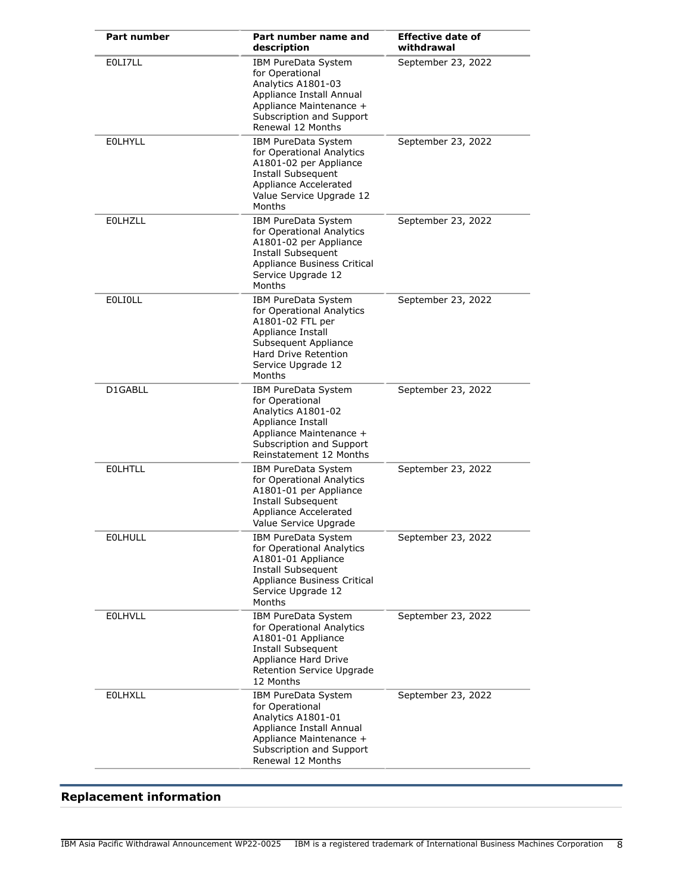| Part number | Part number name and description | Effective date of withdrawal |
|---|---|---|
| E0LI7LL | IBM PureData System for Operational Analytics A1801-03 Appliance Install Annual Appliance Maintenance + Subscription and Support Renewal 12 Months | September 23, 2022 |
| E0LHYLL | IBM PureData System for Operational Analytics A1801-02 per Appliance Install Subsequent Appliance Accelerated Value Service Upgrade 12 Months | September 23, 2022 |
| E0LHZLL | IBM PureData System for Operational Analytics A1801-02 per Appliance Install Subsequent Appliance Business Critical Service Upgrade 12 Months | September 23, 2022 |
| E0LI0LL | IBM PureData System for Operational Analytics A1801-02 FTL per Appliance Install Subsequent Appliance Hard Drive Retention Service Upgrade 12 Months | September 23, 2022 |
| D1GABLL | IBM PureData System for Operational Analytics A1801-02 Appliance Install Appliance Maintenance + Subscription and Support Reinstatement 12 Months | September 23, 2022 |
| E0LHTLL | IBM PureData System for Operational Analytics A1801-01 per Appliance Install Subsequent Appliance Accelerated Value Service Upgrade | September 23, 2022 |
| E0LHULL | IBM PureData System for Operational Analytics A1801-01 Appliance Install Subsequent Appliance Business Critical Service Upgrade 12 Months | September 23, 2022 |
| E0LHVLL | IBM PureData System for Operational Analytics A1801-01 Appliance Install Subsequent Appliance Hard Drive Retention Service Upgrade 12 Months | September 23, 2022 |
| E0LHXLL | IBM PureData System for Operational Analytics A1801-01 Appliance Install Annual Appliance Maintenance + Subscription and Support Renewal 12 Months | September 23, 2022 |

## Replacement information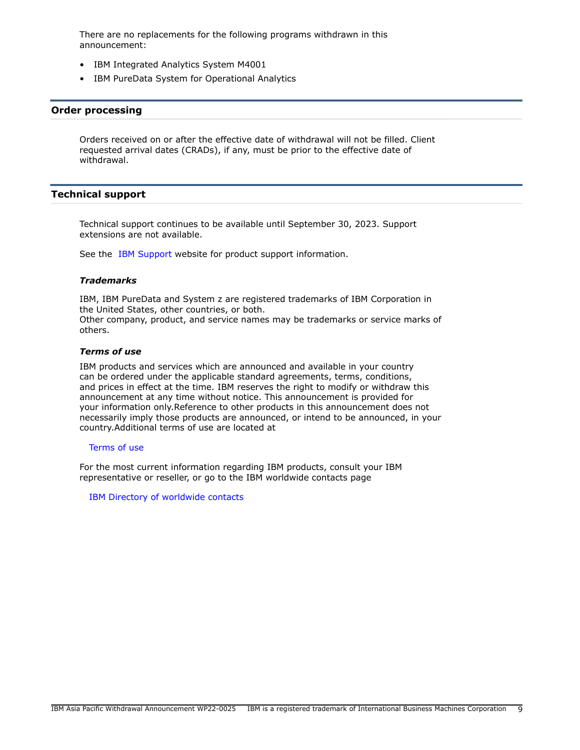There are no replacements for the following programs withdrawn in this announcement:

- IBM Integrated Analytics System M4001
- IBM PureData System for Operational Analytics

## Order processing

Orders received on or after the effective date of withdrawal will not be filled. Client requested arrival dates (CRADs), if any, must be prior to the effective date of withdrawal.

## Technical support

Technical support continues to be available until September 30, 2023. Support extensions are not available.

See the IBM Support website for product support information.

***Trademarks***

IBM, IBM PureData and System z are registered trademarks of IBM Corporation in the United States, other countries, or both.
Other company, product, and service names may be trademarks or service marks of others.

***Terms of use***

IBM products and services which are announced and available in your country can be ordered under the applicable standard agreements, terms, conditions, and prices in effect at the time. IBM reserves the right to modify or withdraw this announcement at any time without notice. This announcement is provided for your information only.Reference to other products in this announcement does not necessarily imply those products are announced, or intend to be announced, in your country.Additional terms of use are located at

Terms of use

For the most current information regarding IBM products, consult your IBM representative or reseller, or go to the IBM worldwide contacts page

IBM Directory of worldwide contacts